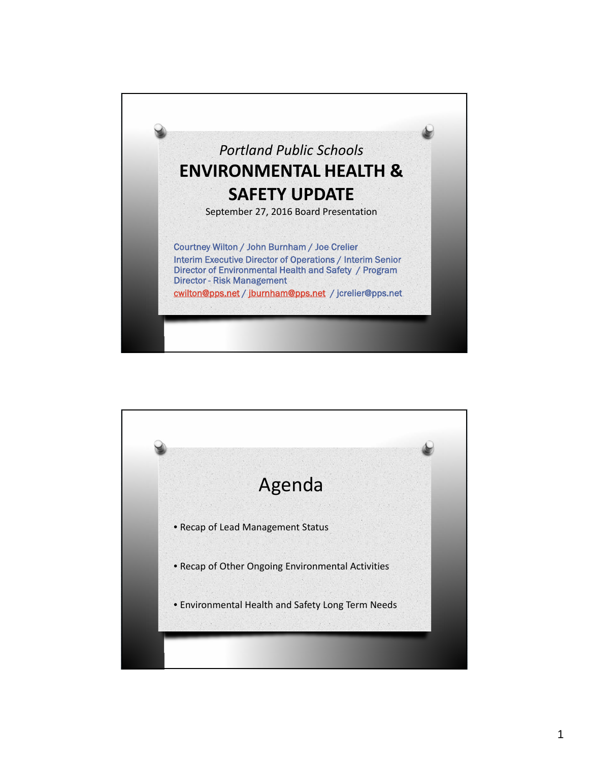*Portland Public Schools*

# ENVIRONMENTAL HEALTH & SAFETY UPDATE

September 27, 2016 Board Presentation

Courtney Wilton / John Burnham / Joe Crelier
Interim Executive Director of Operations / Interim Senior Director of Environmental Health and Safety / Program Director - Risk Management
cwilton@pps.net / jburnham@pps.net / jcrelier@pps.net

## Agenda

- Recap of Lead Management Status
- Recap of Other Ongoing Environmental Activities
- Environmental Health and Safety Long Term Needs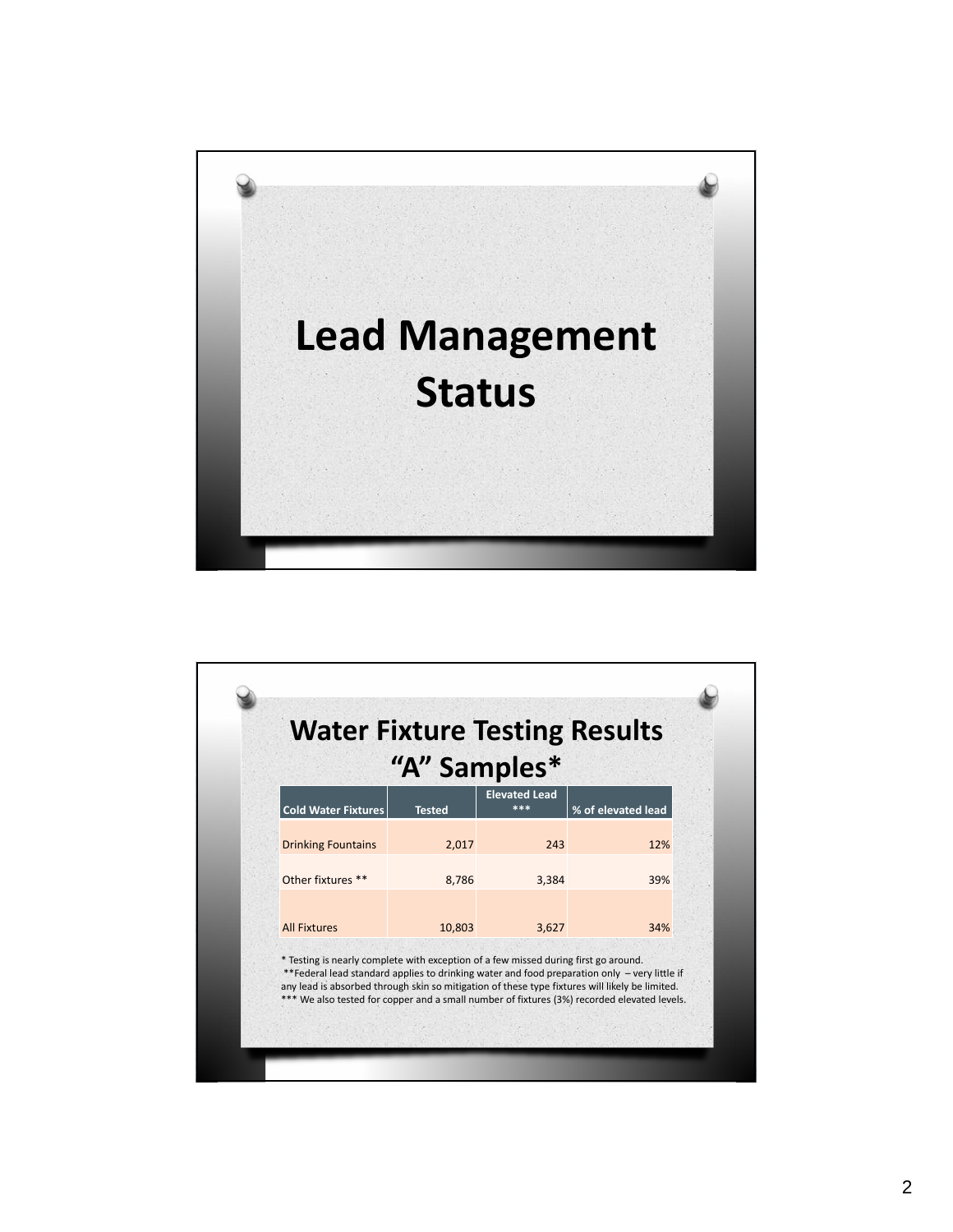# Lead Management Status

## Water Fixture Testing Results "A" Samples*

| Cold Water Fixtures | Tested | Elevated Lead *** | % of elevated lead |
|---|---|---|---|
| Drinking Fountains | 2,017 | 243 | 12% |
| Other fixtures ** | 8,786 | 3,384 | 39% |
| All Fixtures | 10,803 | 3,627 | 34% |

* Testing is nearly complete with exception of a few missed during first go around.
**Federal lead standard applies to drinking water and food preparation only – very little if any lead is absorbed through skin so mitigation of these type fixtures will likely be limited.
*** We also tested for copper and a small number of fixtures (3%) recorded elevated levels.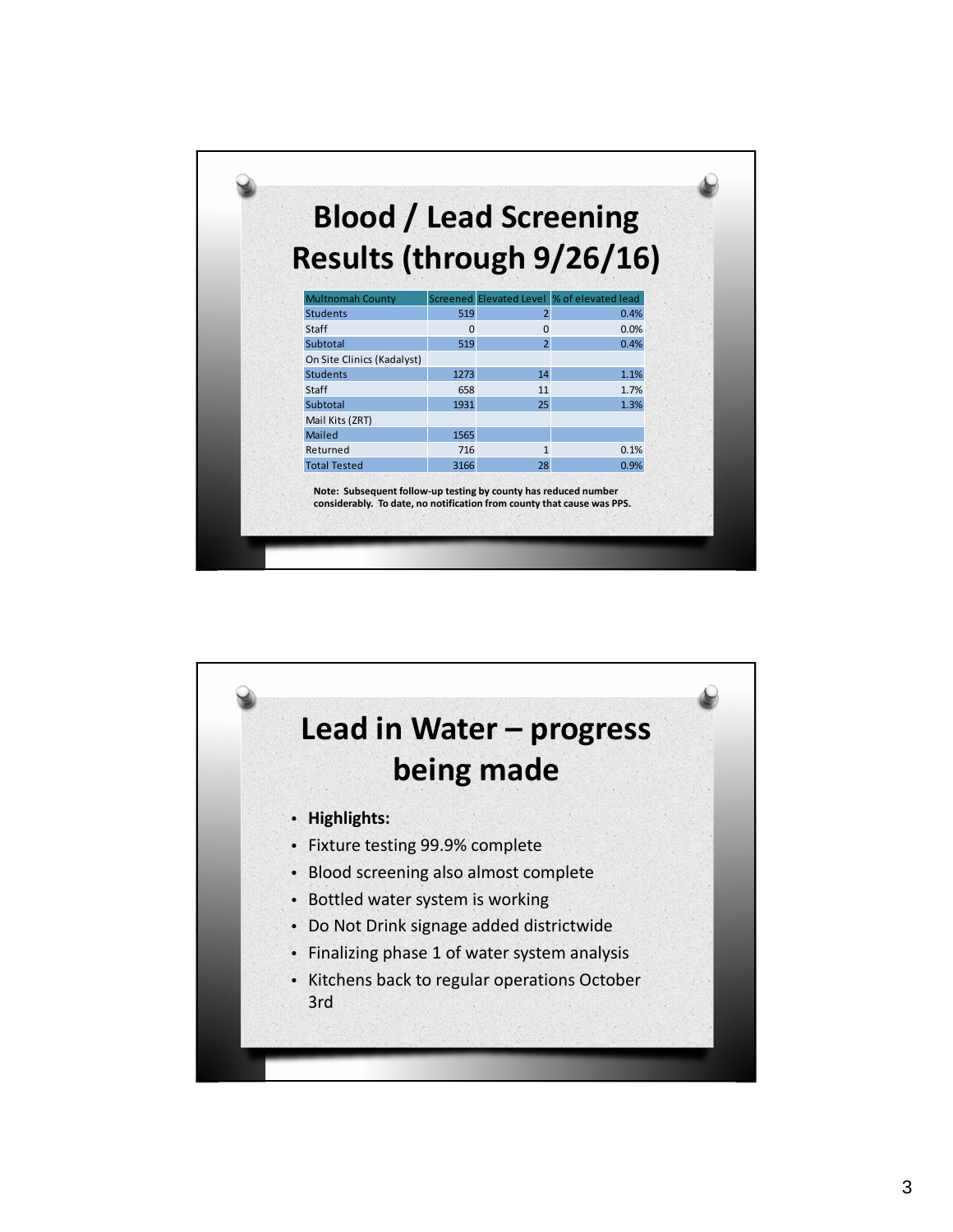# Blood / Lead Screening Results (through 9/26/16)

| Multnomah County | Screened | Elevated Level | % of elevated lead |
|---|---|---|---|
| Students | 519 | 2 | 0.4% |
| Staff | 0 | 0 | 0.0% |
| Subtotal | 519 | 2 | 0.4% |
| On Site Clinics (Kadalyst) | | | |
| Students | 1273 | 14 | 1.1% |
| Staff | 658 | 11 | 1.7% |
| Subtotal | 1931 | 25 | 1.3% |
| Mail Kits (ZRT) | | | |
| Mailed | 1565 | | |
| Returned | 716 | 1 | 0.1% |
| Total Tested | 3166 | 28 | 0.9% |

**Note: Subsequent follow-up testing by county has reduced number considerably. To date, no notification from county that cause was PPS.**

# Lead in Water – progress being made

- **Highlights:**
- Fixture testing 99.9% complete
- Blood screening also almost complete
- Bottled water system is working
- Do Not Drink signage added districtwide
- Finalizing phase 1 of water system analysis
- Kitchens back to regular operations October 3rd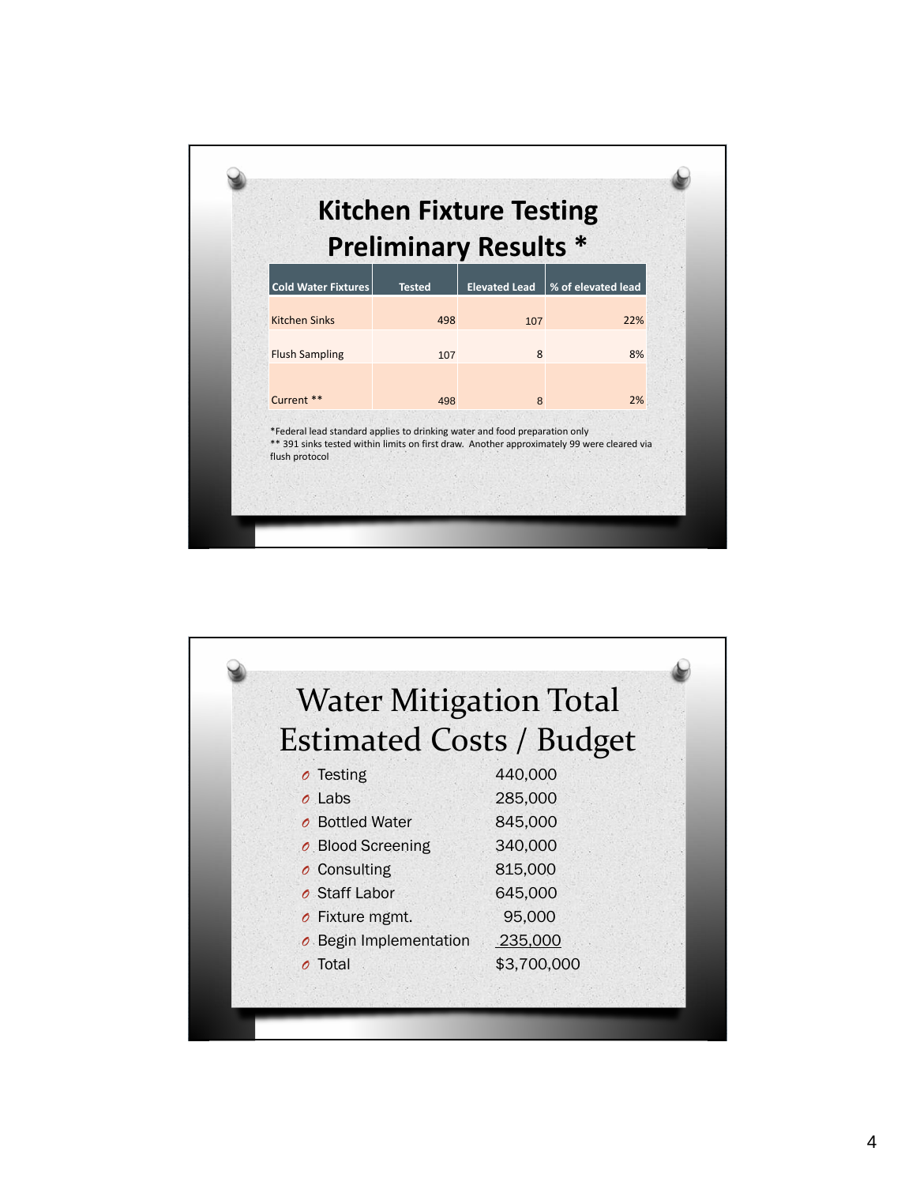# Kitchen Fixture Testing Preliminary Results *

| Cold Water Fixtures | Tested | Elevated Lead | % of elevated lead |
|---|---|---|---|
| Kitchen Sinks | 498 | 107 | 22% |
| Flush Sampling | 107 | 8 | 8% |
| Current ** | 498 | 8 | 2% |

*Federal lead standard applies to drinking water and food preparation only
** 391 sinks tested within limits on first draw. Another approximately 99 were cleared via flush protocol

# Water Mitigation Total Estimated Costs / Budget

- Testing 440,000
- Labs 285,000
- Bottled Water 845,000
- Blood Screening 340,000
- Consulting 815,000
- Staff Labor 645,000
- Fixture mgmt. 95,000
- Begin Implementation 235,000
- Total $3,700,000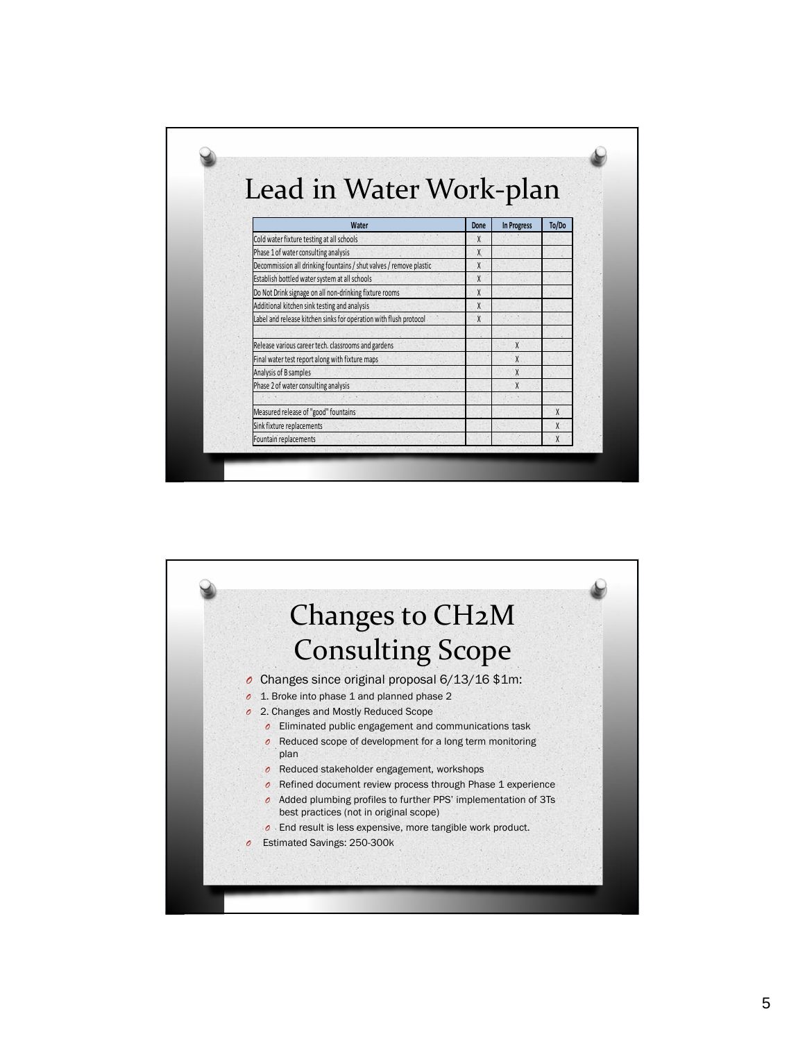# Lead in Water Work-plan

| Water | Done | In Progress | To/Do |
|---|---|---|---|
| Cold water fixture testing at all schools | X | | |
| Phase 1 of water consulting analysis | X | | |
| Decommission all drinking fountains / shut valves / remove plastic | X | | |
| Establish bottled water system at all schools | X | | |
| Do Not Drink signage on all non-drinking fixture rooms | X | | |
| Additional kitchen sink testing and analysis | X | | |
| Label and release kitchen sinks for operation with flush protocol | X | | |
| | | | |
| Release various career tech. classrooms and gardens | | X | |
| Final water test report along with fixture maps | | X | |
| Analysis of B samples | | X | |
| Phase 2 of water consulting analysis | | X | |
| | | | |
| Measured release of "good" fountains | | | X |
| Sink fixture replacements | | | X |
| Fountain replacements | | | X |

# Changes to CH2M Consulting Scope

- Changes since original proposal 6/13/16 $1m:
- 1. Broke into phase 1 and planned phase 2
- 2. Changes and Mostly Reduced Scope
  - Eliminated public engagement and communications task
  - Reduced scope of development for a long term monitoring plan
  - Reduced stakeholder engagement, workshops
  - Refined document review process through Phase 1 experience
  - Added plumbing profiles to further PPS' implementation of 3Ts best practices (not in original scope)
  - End result is less expensive, more tangible work product.
- Estimated Savings: 250-300k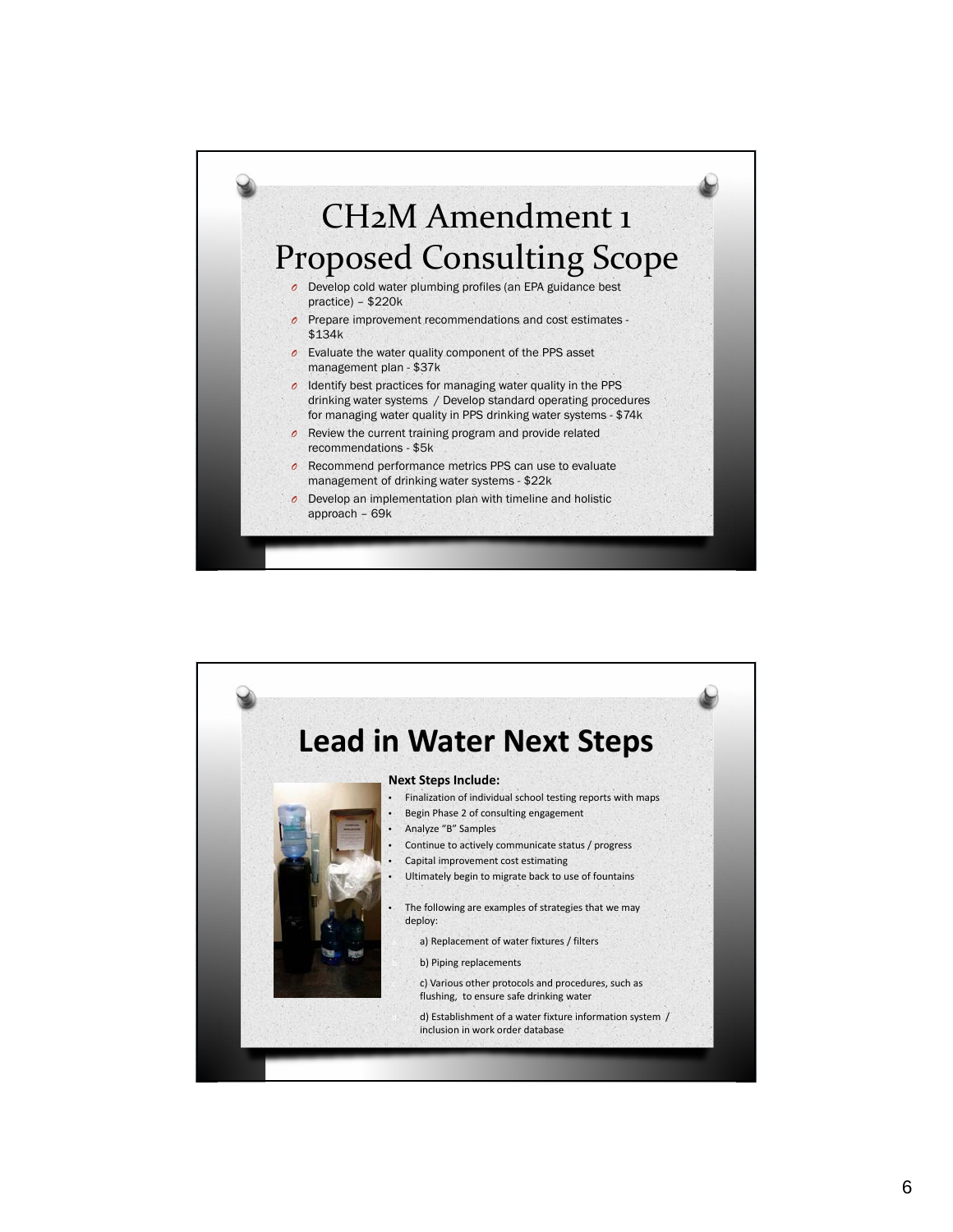# CH2M Amendment 1 Proposed Consulting Scope

- Develop cold water plumbing profiles (an EPA guidance best practice) – $220k
- Prepare improvement recommendations and cost estimates - $134k
- Evaluate the water quality component of the PPS asset management plan - $37k
- Identify best practices for managing water quality in the PPS drinking water systems / Develop standard operating procedures for managing water quality in PPS drinking water systems - $74k
- Review the current training program and provide related recommendations - $5k
- Recommend performance metrics PPS can use to evaluate management of drinking water systems - $22k
- Develop an implementation plan with timeline and holistic approach – 69k

# Lead in Water Next Steps

**Next Steps Include:**

- Finalization of individual school testing reports with maps
- Begin Phase 2 of consulting engagement
- Analyze "B" Samples
- Continue to actively communicate status / progress
- Capital improvement cost estimating
- Ultimately begin to migrate back to use of fountains

- The following are examples of strategies that we may deploy:
  - a) Replacement of water fixtures / filters
  - b) Piping replacements
  - c) Various other protocols and procedures, such as flushing, to ensure safe drinking water
  - d) Establishment of a water fixture information system / inclusion in work order database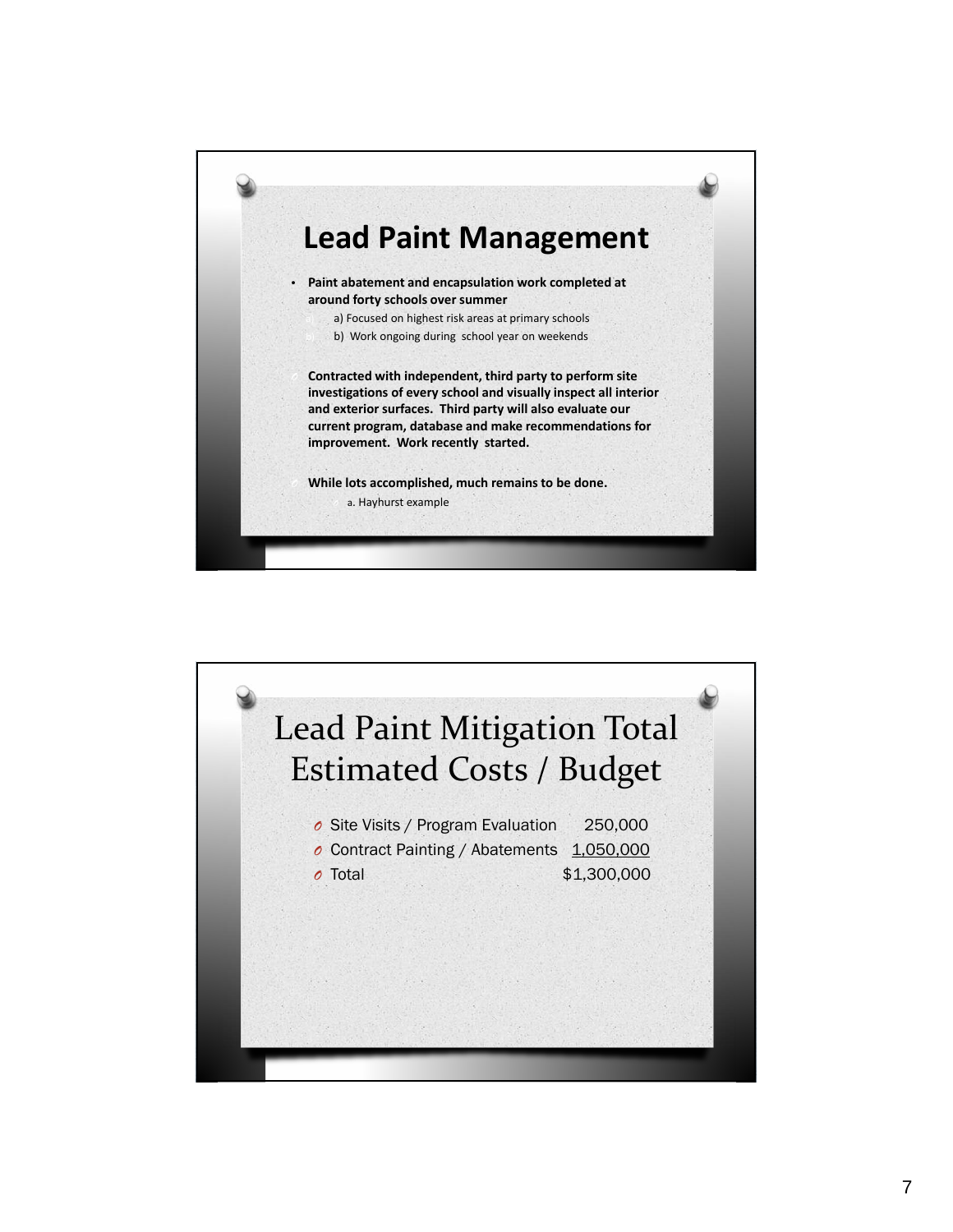## Lead Paint Management

- **Paint abatement and encapsulation work completed at around forty schools over summer**
  - a) Focused on highest risk areas at primary schools
  - b) Work ongoing during school year on weekends

- **Contracted with independent, third party to perform site investigations of every school and visually inspect all interior and exterior surfaces. Third party will also evaluate our current program, database and make recommendations for improvement. Work recently started.**

- **While lots accomplished, much remains to be done.**
  - a. Hayhurst example

## Lead Paint Mitigation Total Estimated Costs / Budget

| Item | Amount |
| --- | --- |
| Site Visits / Program Evaluation | 250,000 |
| Contract Painting / Abatements | 1,050,000 |
| Total | $1,300,000 |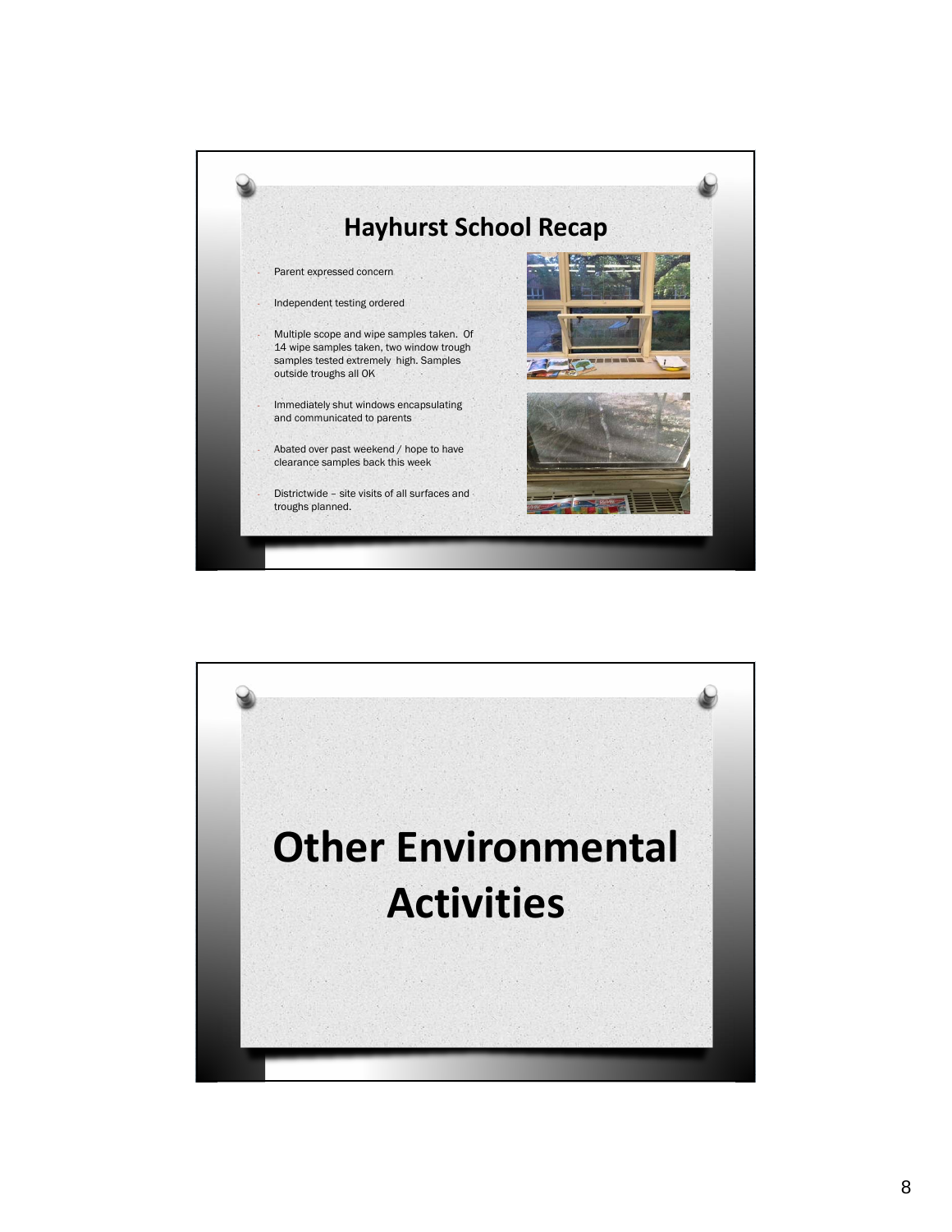## Hayhurst School Recap

- Parent expressed concern
- Independent testing ordered
- Multiple scope and wipe samples taken. Of 14 wipe samples taken, two window trough samples tested extremely high. Samples outside troughs all OK
- Immediately shut windows encapsulating and communicated to parents
- Abated over past weekend / hope to have clearance samples back this week
- Districtwide – site visits of all surfaces and troughs planned.

# Other Environmental Activities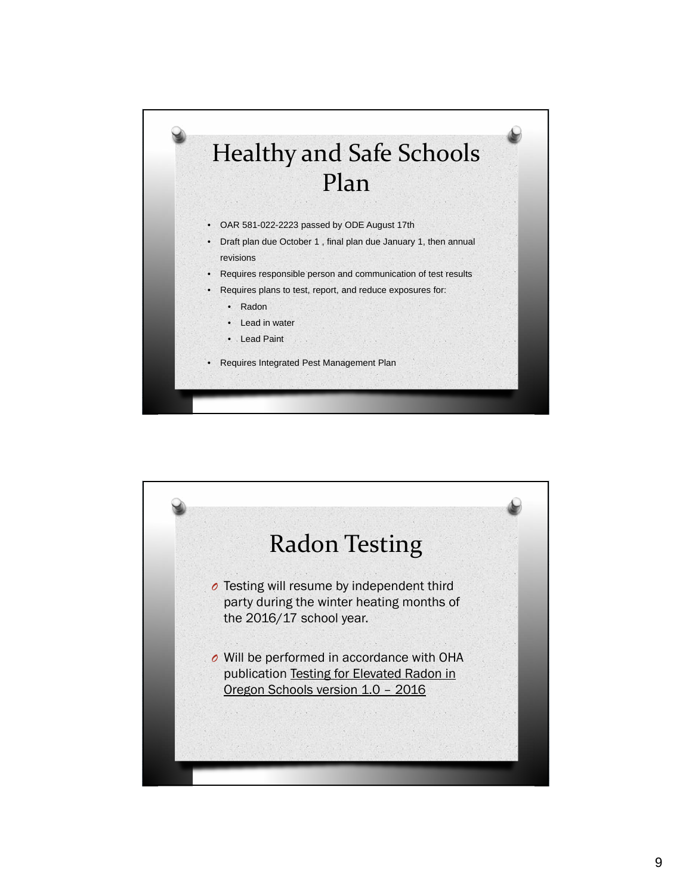## Healthy and Safe Schools Plan

- OAR 581-022-2223 passed by ODE August 17th
- Draft plan due October 1 , final plan due January 1, then annual revisions
- Requires responsible person and communication of test results
- Requires plans to test, report, and reduce exposures for:
  - Radon
  - Lead in water
  - Lead Paint
- Requires Integrated Pest Management Plan

## Radon Testing

- Testing will resume by independent third party during the winter heating months of the 2016/17 school year.
- Will be performed in accordance with OHA publication Testing for Elevated Radon in Oregon Schools version 1.0 – 2016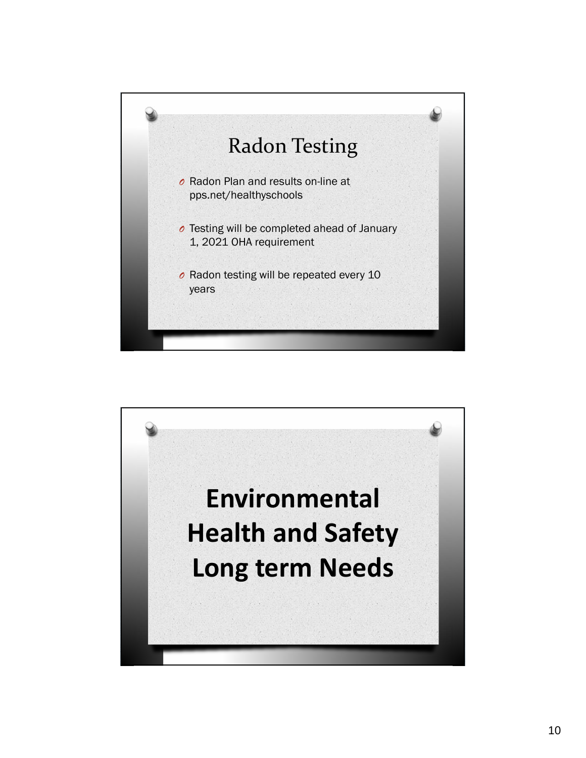## Radon Testing

- Radon Plan and results on-line at pps.net/healthyschools
- Testing will be completed ahead of January 1, 2021 OHA requirement
- Radon testing will be repeated every 10 years

# Environmental Health and Safety Long term Needs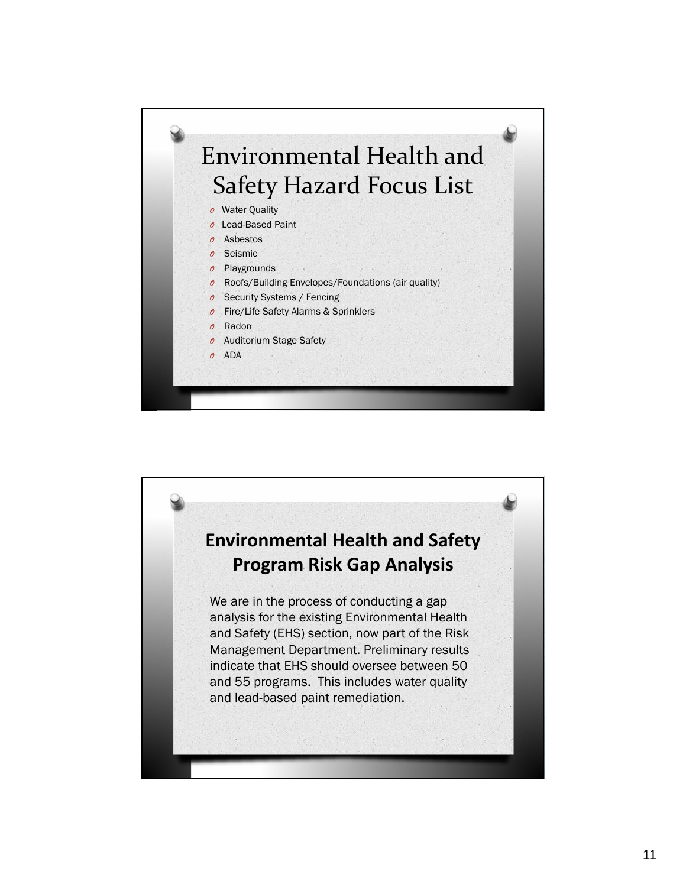# Environmental Health and Safety Hazard Focus List

- Water Quality
- Lead-Based Paint
- Asbestos
- Seismic
- Playgrounds
- Roofs/Building Envelopes/Foundations (air quality)
- Security Systems / Fencing
- Fire/Life Safety Alarms & Sprinklers
- Radon
- Auditorium Stage Safety
- ADA

# Environmental Health and Safety Program Risk Gap Analysis

We are in the process of conducting a gap analysis for the existing Environmental Health and Safety (EHS) section, now part of the Risk Management Department. Preliminary results indicate that EHS should oversee between 50 and 55 programs. This includes water quality and lead-based paint remediation.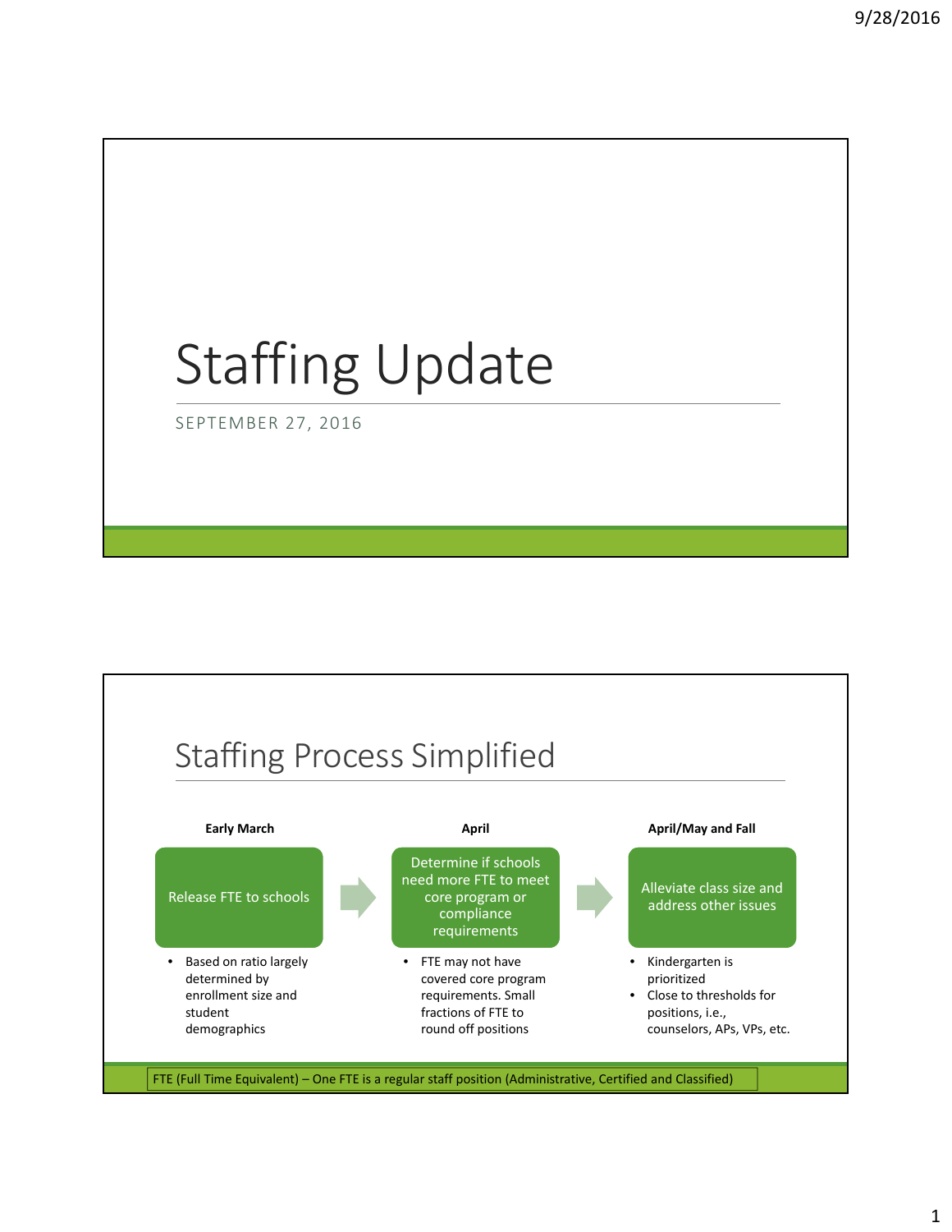# Staffing Update

SEPTEMBER 27, 2016

## Staffing Process Simplified

**Early March**

Release FTE to schools

- Based on ratio largely determined by enrollment size and student demographics

**April**

Determine if schools need more FTE to meet core program or compliance requirements

- FTE may not have covered core program requirements. Small fractions of FTE to round off positions

**April/May and Fall**

Alleviate class size and address other issues

- Kindergarten is prioritized
- Close to thresholds for positions, i.e., counselors, APs, VPs, etc.

FTE (Full Time Equivalent) – One FTE is a regular staff position (Administrative, Certified and Classified)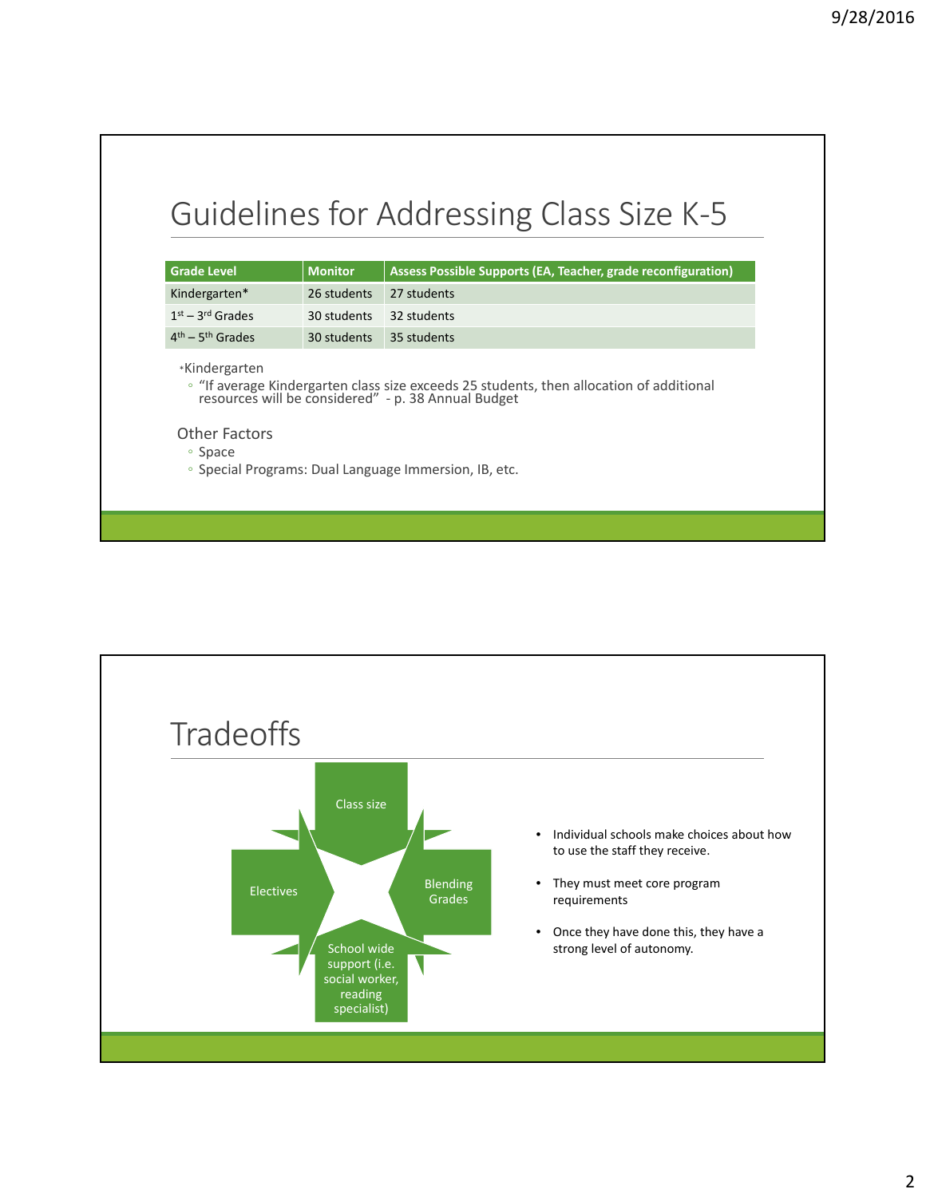## Guidelines for Addressing Class Size K-5

| Grade Level | Monitor | Assess Possible Supports (EA, Teacher, grade reconfiguration) |
|---|---|---|
| Kindergarten* | 26 students | 27 students |
| 1st – 3rd Grades | 30 students | 32 students |
| 4th – 5th Grades | 30 students | 35 students |

*Kindergarten
- "If average Kindergarten class size exceeds 25 students, then allocation of additional resources will be considered" - p. 38 Annual Budget

Other Factors
- Space
- Special Programs: Dual Language Immersion, IB, etc.

## Tradeoffs

Class size

Electives

Blending Grades

School wide support (i.e. social worker, reading specialist)

- Individual schools make choices about how to use the staff they receive.
- They must meet core program requirements
- Once they have done this, they have a strong level of autonomy.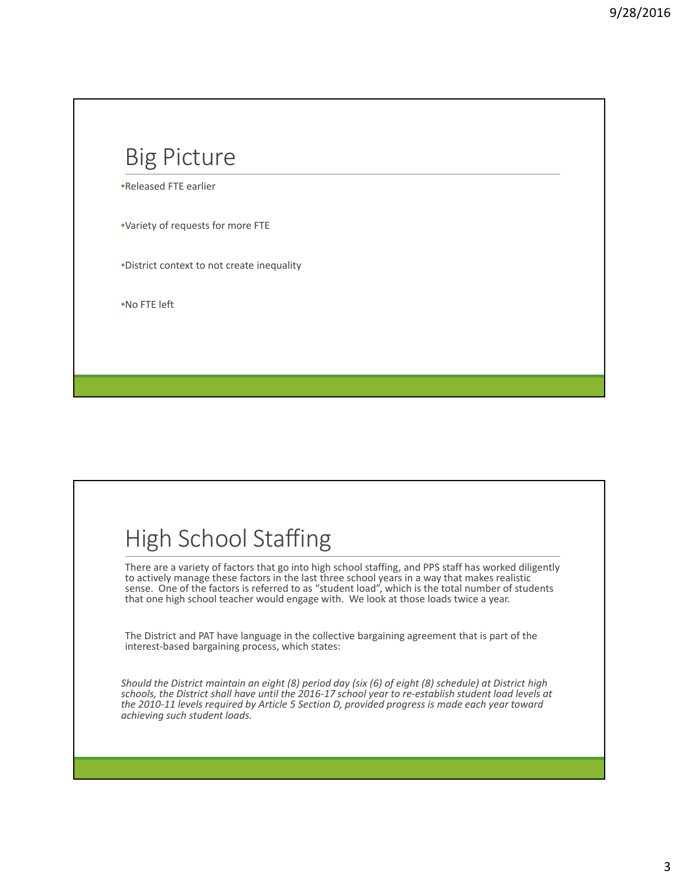## Big Picture

- Released FTE earlier
- Variety of requests for more FTE
- District context to not create inequality
- No FTE left

## High School Staffing

There are a variety of factors that go into high school staffing, and PPS staff has worked diligently to actively manage these factors in the last three school years in a way that makes realistic sense. One of the factors is referred to as "student load", which is the total number of students that one high school teacher would engage with. We look at those loads twice a year.

The District and PAT have language in the collective bargaining agreement that is part of the interest-based bargaining process, which states:

*Should the District maintain an eight (8) period day (six (6) of eight (8) schedule) at District high schools, the District shall have until the 2016-17 school year to re-establish student load levels at the 2010-11 levels required by Article 5 Section D, provided progress is made each year toward achieving such student loads.*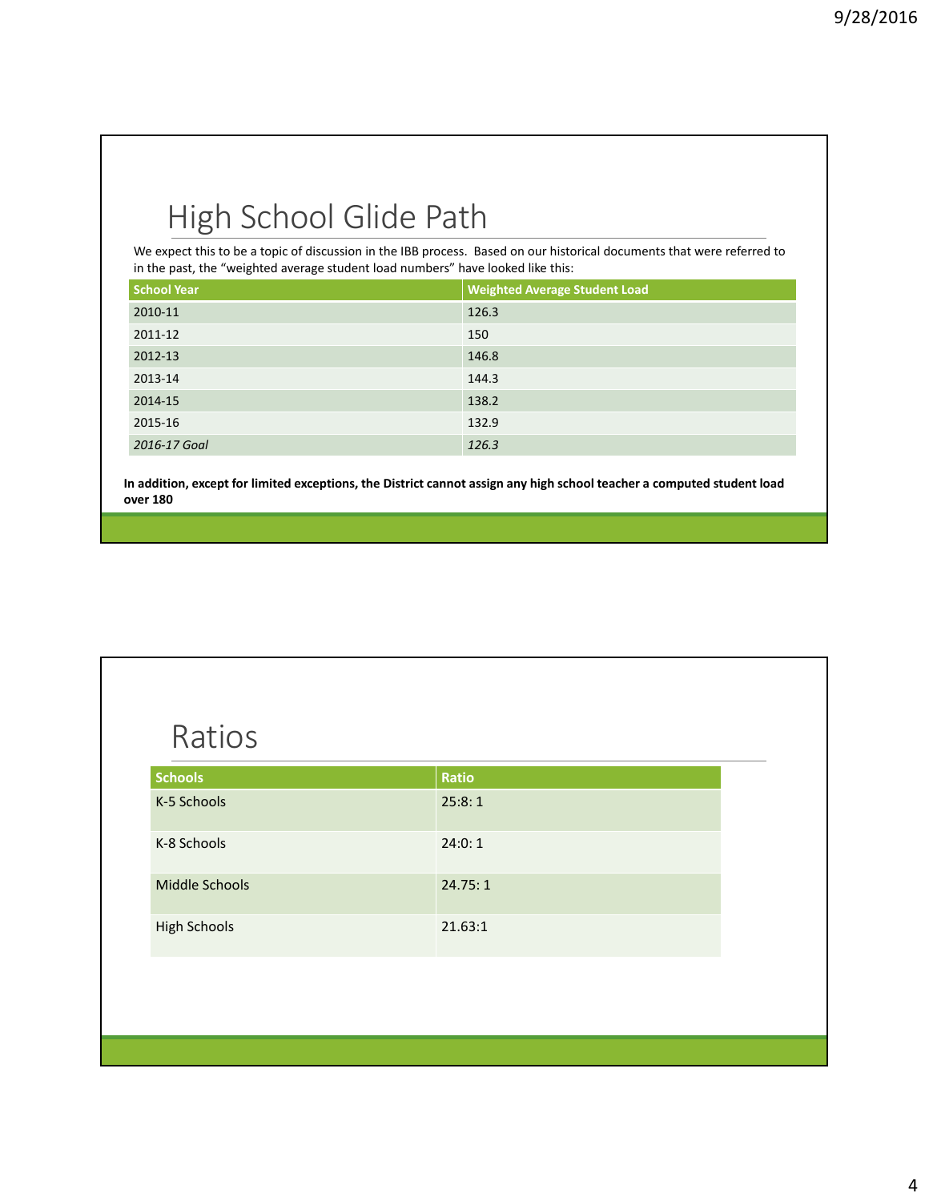## High School Glide Path

We expect this to be a topic of discussion in the IBB process. Based on our historical documents that were referred to in the past, the "weighted average student load numbers" have looked like this:

| School Year | Weighted Average Student Load |
|---|---|
| 2010-11 | 126.3 |
| 2011-12 | 150 |
| 2012-13 | 146.8 |
| 2013-14 | 144.3 |
| 2014-15 | 138.2 |
| 2015-16 | 132.9 |
| *2016-17 Goal* | *126.3* |

**In addition, except for limited exceptions, the District cannot assign any high school teacher a computed student load over 180**

## Ratios

| Schools | Ratio |
|---|---|
| K-5 Schools | 25:8: 1 |
| K-8 Schools | 24:0: 1 |
| Middle Schools | 24.75: 1 |
| High Schools | 21.63:1 |